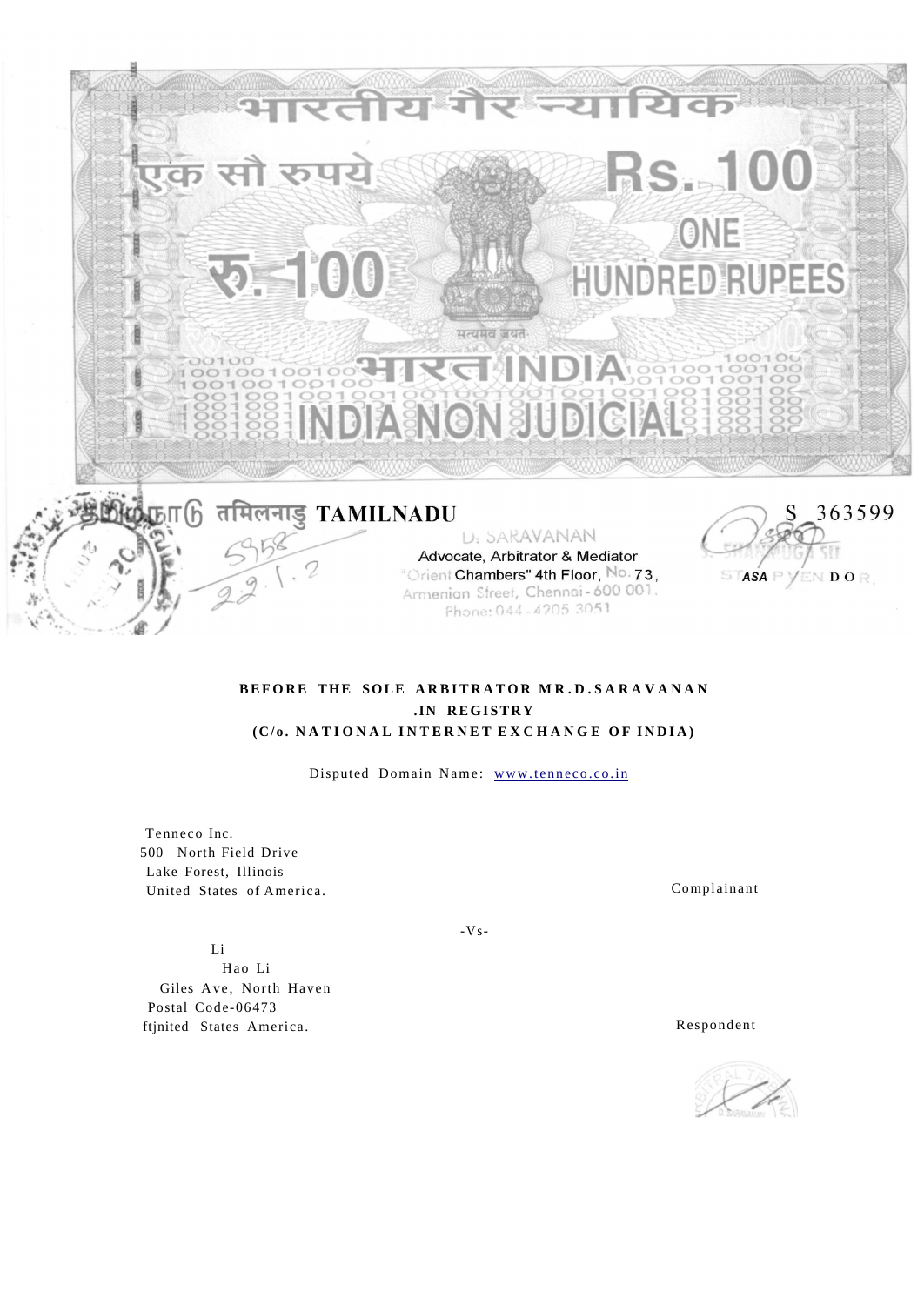भारतीय गैर न्यायिक

एक सौ रुपये Rs. 100

रु. 100 ONE HUNDRED RUPEES

सत्यमेव जयते

भारत INDIA

INDIA NON JUDICIAL

தமிழ்நாடு तमिलनाडु TAMILNADU

S 363599

D. SARAVANAN
Advocate, Arbitrator & Mediator
"Orient Chambers" 4th Floor, No. 73,
Armenian Street, Chennai - 600 001.
Phone: 044 - 4205 3051

5958
22.1.2

**BEFORE THE SOLE ARBITRATOR MR.D.SARAVANAN**
**.IN REGISTRY**
**(C/o. NATIONAL INTERNET EXCHANGE OF INDIA)**

Disputed Domain Name: www.tenneco.co.in

Tenneco Inc.
500 North Field Drive
Lake Forest, Illinois
United States of America.

Complainant

-Vs-

Li
Hao Li
Giles Ave, North Haven
Postal Code-06473
ftjnited States America.

Respondent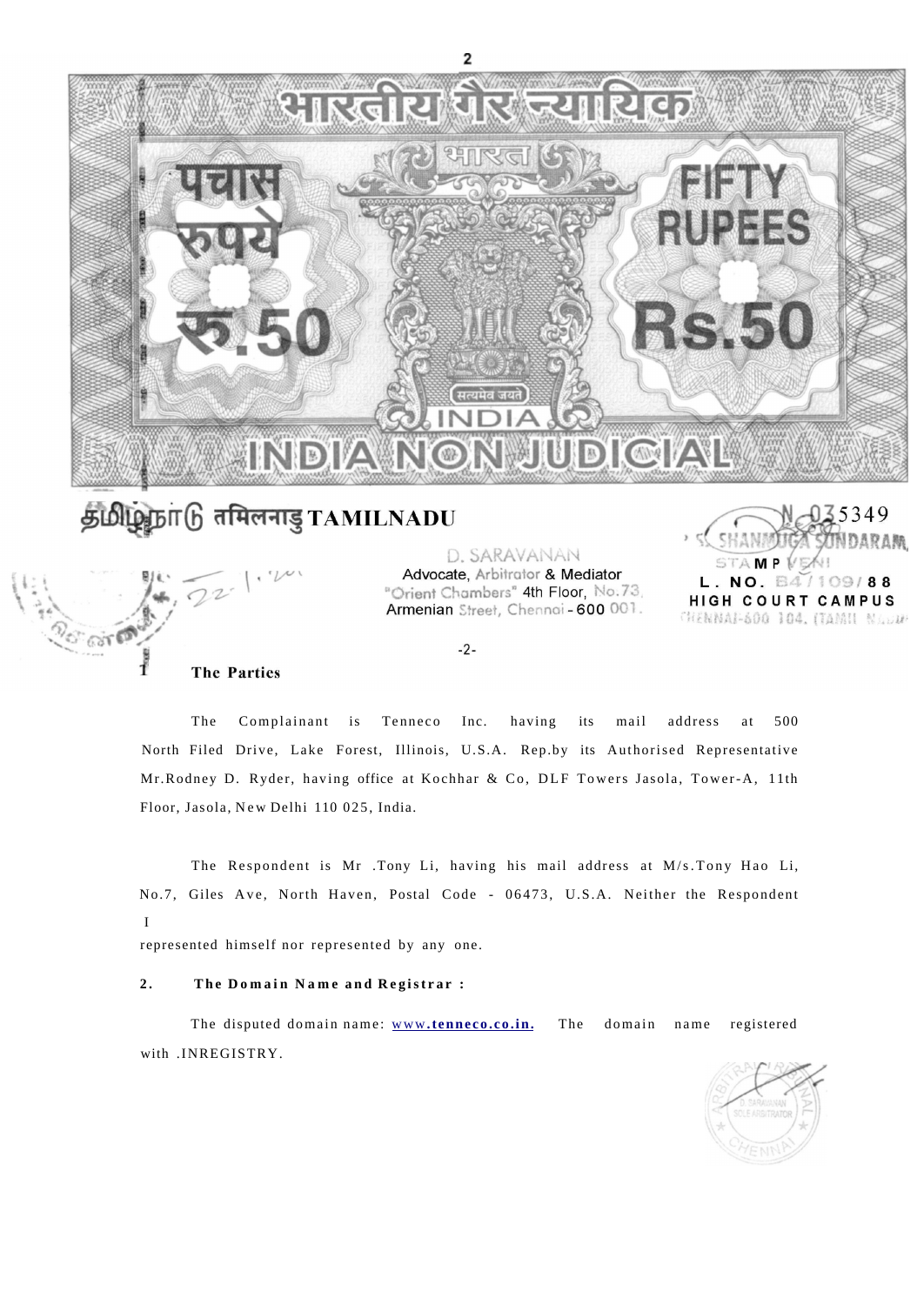भारतीय गैर न्यायिक

पचास रुपये रु.50

FIFTY RUPEES Rs.50

INDIA NON JUDICIAL

தமிழ்நாடு तमिलनाडु TAMILNADU

N 035349

D. SARAVANAN
Advocate, Arbitrator & Mediator
"Orient Chambers" 4th Floor, No.73,
Armenian Street, Chennai - 600 001.

S. SHANMUGA SUNDARAM,
STAMP VENDOR
L. NO. B4/109/88
HIGH COURT CAMPUS
CHENNAI-600 104. (TAMIL NADU)

-2-

## 1 The Parties

The Complainant is Tenneco Inc. having its mail address at 500 North Filed Drive, Lake Forest, Illinois, U.S.A. Rep.by its Authorised Representative Mr.Rodney D. Ryder, having office at Kochhar & Co, DLF Towers Jasola, Tower-A, 11th Floor, Jasola, New Delhi 110 025, India.

The Respondent is Mr .Tony Li, having his mail address at M/s.Tony Hao Li, No.7, Giles Ave, North Haven, Postal Code - 06473, U.S.A. Neither the Respondent represented himself nor represented by any one.

## 2. The Domain Name and Registrar :

The disputed domain name: www.tenneco.co.in. The domain name registered with .INREGISTRY.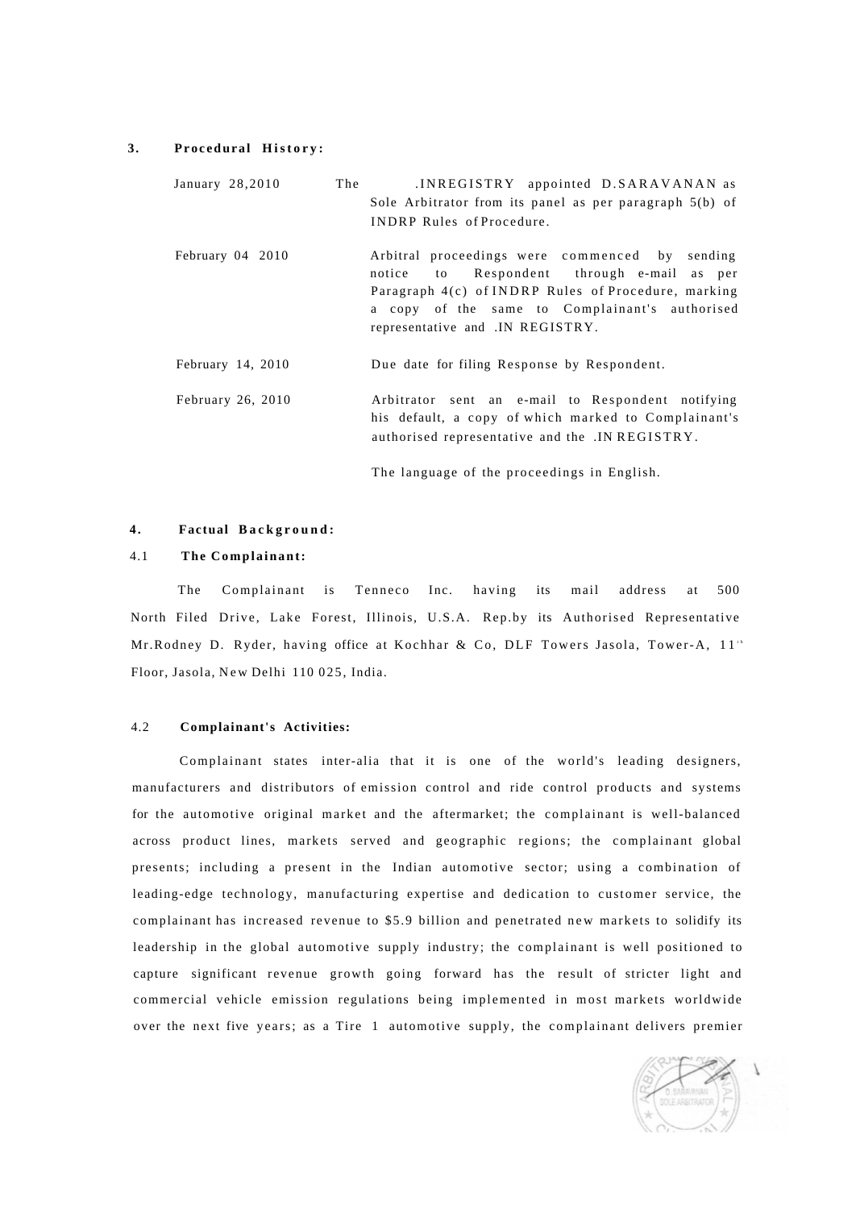### 3. Procedural History:

| | |
|---|---|
| January 28,2010 | The .INREGISTRY appointed D.SARAVANAN as Sole Arbitrator from its panel as per paragraph 5(b) of INDRP Rules of Procedure. |
| February 04 2010 | Arbitral proceedings were commenced by sending notice to Respondent through e-mail as per Paragraph 4(c) of INDRP Rules of Procedure, marking a copy of the same to Complainant's authorised representative and .IN REGISTRY. |
| February 14, 2010 | Due date for filing Response by Respondent. |
| February 26, 2010 | Arbitrator sent an e-mail to Respondent notifying his default, a copy of which marked to Complainant's authorised representative and the .IN REGISTRY. |

The language of the proceedings in English.

### 4. Factual Background:

#### 4.1 The Complainant:

The Complainant is Tenneco Inc. having its mail address at 500 North Filed Drive, Lake Forest, Illinois, U.S.A. Rep.by its Authorised Representative Mr.Rodney D. Ryder, having office at Kochhar & Co, DLF Towers Jasola, Tower-A, 11th Floor, Jasola, New Delhi 110 025, India.

#### 4.2 Complainant's Activities:

Complainant states inter-alia that it is one of the world's leading designers, manufacturers and distributors of emission control and ride control products and systems for the automotive original market and the aftermarket; the complainant is well-balanced across product lines, markets served and geographic regions; the complainant global presents; including a present in the Indian automotive sector; using a combination of leading-edge technology, manufacturing expertise and dedication to customer service, the complainant has increased revenue to $5.9 billion and penetrated new markets to solidify its leadership in the global automotive supply industry; the complainant is well positioned to capture significant revenue growth going forward has the result of stricter light and commercial vehicle emission regulations being implemented in most markets worldwide over the next five years; as a Tire 1 automotive supply, the complainant delivers premier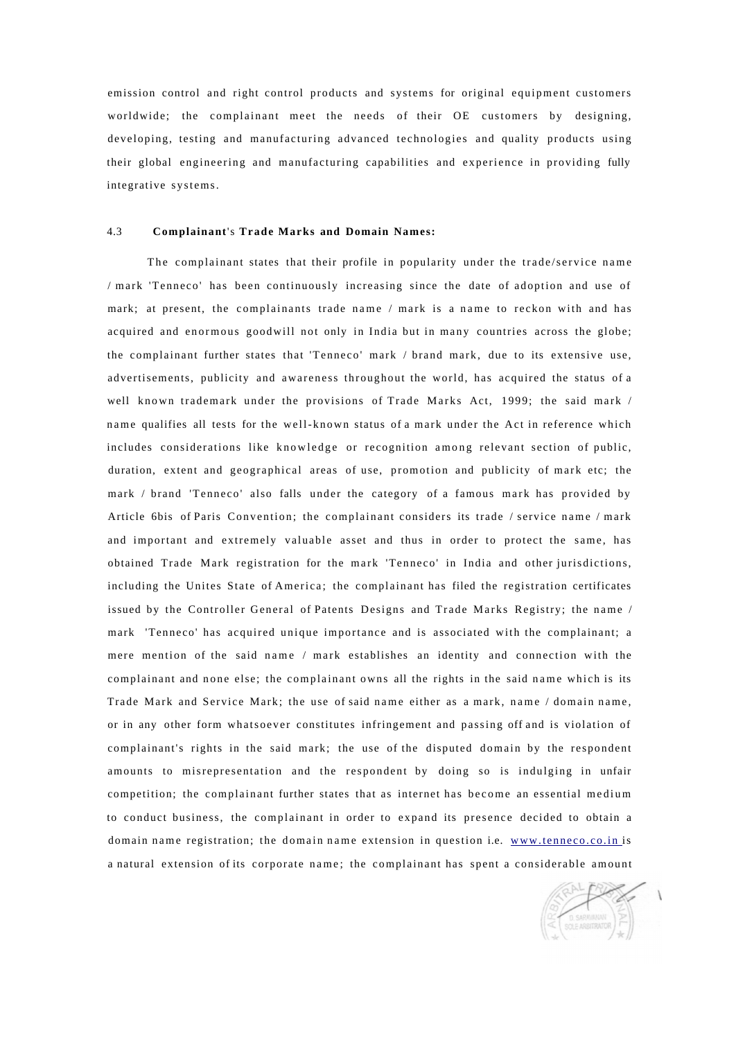emission control and right control products and systems for original equipment customers worldwide; the complainant meet the needs of their OE customers by designing, developing, testing and manufacturing advanced technologies and quality products using their global engineering and manufacturing capabilities and experience in providing fully integrative systems.

4.3 **Complainant's Trade Marks and Domain Names:**

The complainant states that their profile in popularity under the trade/service name / mark 'Tenneco' has been continuously increasing since the date of adoption and use of mark; at present, the complainants trade name / mark is a name to reckon with and has acquired and enormous goodwill not only in India but in many countries across the globe; the complainant further states that 'Tenneco' mark / brand mark, due to its extensive use, advertisements, publicity and awareness throughout the world, has acquired the status of a well known trademark under the provisions of Trade Marks Act, 1999; the said mark / name qualifies all tests for the well-known status of a mark under the Act in reference which includes considerations like knowledge or recognition among relevant section of public, duration, extent and geographical areas of use, promotion and publicity of mark etc; the mark / brand 'Tenneco' also falls under the category of a famous mark has provided by Article 6bis of Paris Convention; the complainant considers its trade / service name / mark and important and extremely valuable asset and thus in order to protect the same, has obtained Trade Mark registration for the mark 'Tenneco' in India and other jurisdictions, including the Unites State of America; the complainant has filed the registration certificates issued by the Controller General of Patents Designs and Trade Marks Registry; the name / mark 'Tenneco' has acquired unique importance and is associated with the complainant; a mere mention of the said name / mark establishes an identity and connection with the complainant and none else; the complainant owns all the rights in the said name which is its Trade Mark and Service Mark; the use of said name either as a mark, name / domain name, or in any other form whatsoever constitutes infringement and passing off and is violation of complainant's rights in the said mark; the use of the disputed domain by the respondent amounts to misrepresentation and the respondent by doing so is indulging in unfair competition; the complainant further states that as internet has become an essential medium to conduct business, the complainant in order to expand its presence decided to obtain a domain name registration; the domain name extension in question i.e. www.tenneco.co.in is a natural extension of its corporate name; the complainant has spent a considerable amount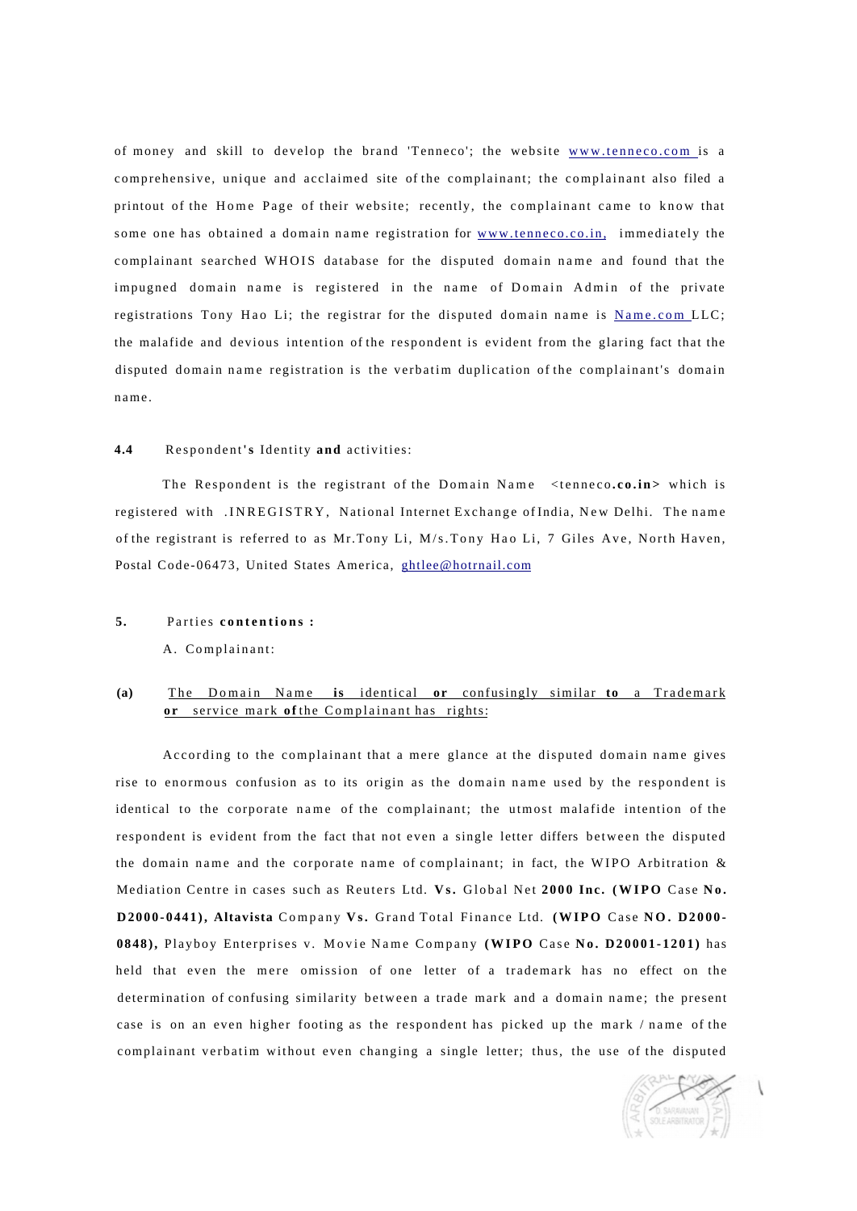of money and skill to develop the brand 'Tenneco'; the website www.tenneco.com is a comprehensive, unique and acclaimed site of the complainant; the complainant also filed a printout of the Home Page of their website; recently, the complainant came to know that some one has obtained a domain name registration for www.tenneco.co.in, immediately the complainant searched WHOIS database for the disputed domain name and found that the impugned domain name is registered in the name of Domain Admin of the private registrations Tony Hao Li; the registrar for the disputed domain name is Name.com LLC; the malafide and devious intention of the respondent is evident from the glaring fact that the disputed domain name registration is the verbatim duplication of the complainant's domain name.

**4.4** Respondent**'s** Identity **and** activities:

The Respondent is the registrant of the Domain Name <tenneco**.co.in>** which is registered with .INREGISTRY, National Internet Exchange of India, New Delhi. The name of the registrant is referred to as Mr.Tony Li, M/s.Tony Hao Li, 7 Giles Ave, North Haven, Postal Code-06473, United States America, ghtlee@hotrnail.com

**5.** Parties **contentions :**

A. Complainant:

**(a)** The Domain Name **is** identical **or** confusingly similar **to** a Trademark **or** service mark **of** the Complainant has rights:

According to the complainant that a mere glance at the disputed domain name gives rise to enormous confusion as to its origin as the domain name used by the respondent is identical to the corporate name of the complainant; the utmost malafide intention of the respondent is evident from the fact that not even a single letter differs between the disputed the domain name and the corporate name of complainant; in fact, the WIPO Arbitration & Mediation Centre in cases such as Reuters Ltd. **Vs.** Global Net **2000 Inc. (WIPO** Case **No. D2000-0441), Altavista** Company **Vs.** Grand Total Finance Ltd. **(WIPO** Case **NO. D2000-0848),** Playboy Enterprises v. Movie Name Company **(WIPO** Case **No. D20001-1201)** has held that even the mere omission of one letter of a trademark has no effect on the determination of confusing similarity between a trade mark and a domain name; the present case is on an even higher footing as the respondent has picked up the mark / name of the complainant verbatim without even changing a single letter; thus, the use of the disputed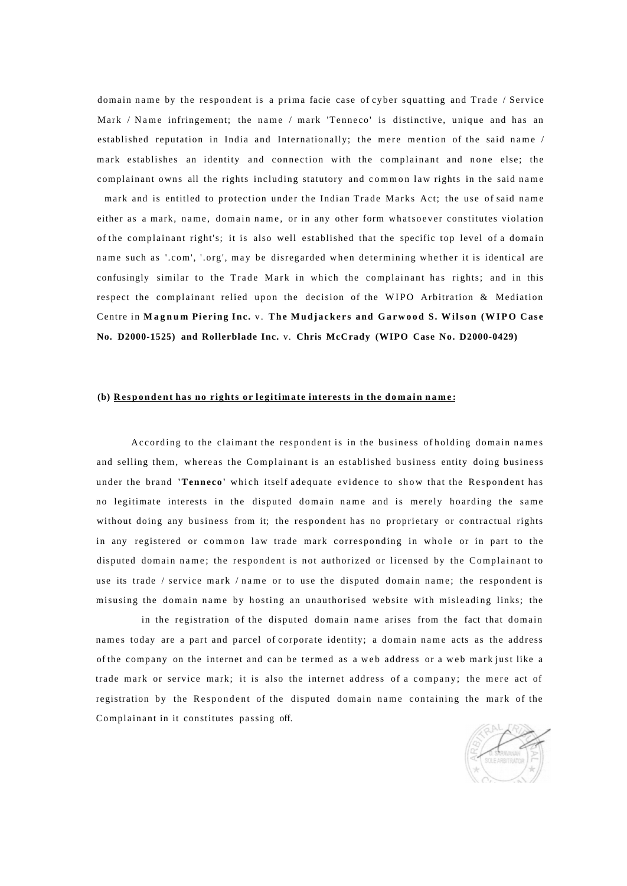domain name by the respondent is a prima facie case of cyber squatting and Trade / Service Mark / Name infringement; the name / mark 'Tenneco' is distinctive, unique and has an established reputation in India and Internationally; the mere mention of the said name / mark establishes an identity and connection with the complainant and none else; the complainant owns all the rights including statutory and common law rights in the said name mark and is entitled to protection under the Indian Trade Marks Act; the use of said name either as a mark, name, domain name, or in any other form whatsoever constitutes violation of the complainant right's; it is also well established that the specific top level of a domain name such as '.com', '.org', may be disregarded when determining whether it is identical are confusingly similar to the Trade Mark in which the complainant has rights; and in this respect the complainant relied upon the decision of the WIPO Arbitration & Mediation Centre in **Magnum Piering Inc.** v. **The Mudjackers and Garwood S. Wilson (WIPO Case No. D2000-1525) and Rollerblade Inc.** v. **Chris McCrady (WIPO Case No. D2000-0429)**

**(b) <u>Respondent has no rights or legitimate interests in the domain name:</u>**

According to the claimant the respondent is in the business of holding domain names and selling them, whereas the Complainant is an established business entity doing business under the brand **'Tenneco'** which itself adequate evidence to show that the Respondent has no legitimate interests in the disputed domain name and is merely hoarding the same without doing any business from it; the respondent has no proprietary or contractual rights in any registered or common law trade mark corresponding in whole or in part to the disputed domain name; the respondent is not authorized or licensed by the Complainant to use its trade / service mark / name or to use the disputed domain name; the respondent is misusing the domain name by hosting an unauthorised website with misleading links; the

in the registration of the disputed domain name arises from the fact that domain names today are a part and parcel of corporate identity; a domain name acts as the address of the company on the internet and can be termed as a web address or a web mark just like a trade mark or service mark; it is also the internet address of a company; the mere act of registration by the Respondent of the disputed domain name containing the mark of the Complainant in it constitutes passing off.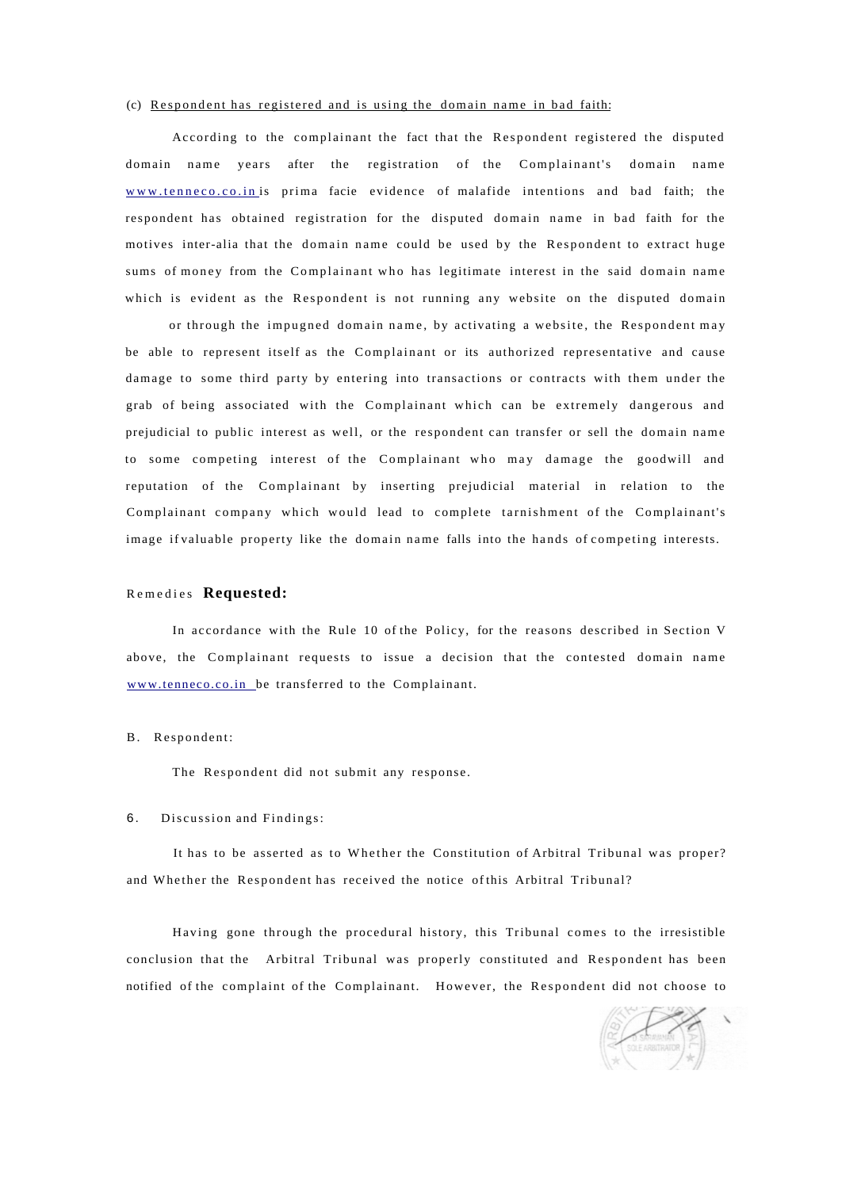(c) Respondent has registered and is using the domain name in bad faith:

According to the complainant the fact that the Respondent registered the disputed domain name years after the registration of the Complainant's domain name www.tenneco.co.in is prima facie evidence of malafide intentions and bad faith; the respondent has obtained registration for the disputed domain name in bad faith for the motives inter-alia that the domain name could be used by the Respondent to extract huge sums of money from the Complainant who has legitimate interest in the said domain name which is evident as the Respondent is not running any website on the disputed domain

or through the impugned domain name, by activating a website, the Respondent may be able to represent itself as the Complainant or its authorized representative and cause damage to some third party by entering into transactions or contracts with them under the grab of being associated with the Complainant which can be extremely dangerous and prejudicial to public interest as well, or the respondent can transfer or sell the domain name to some competing interest of the Complainant who may damage the goodwill and reputation of the Complainant by inserting prejudicial material in relation to the Complainant company which would lead to complete tarnishment of the Complainant's image if valuable property like the domain name falls into the hands of competing interests.

Remedies **Requested:**

In accordance with the Rule 10 of the Policy, for the reasons described in Section V above, the Complainant requests to issue a decision that the contested domain name www.tenneco.co.in be transferred to the Complainant.

B. Respondent:

The Respondent did not submit any response.

6. Discussion and Findings:

It has to be asserted as to Whether the Constitution of Arbitral Tribunal was proper? and Whether the Respondent has received the notice of this Arbitral Tribunal?

Having gone through the procedural history, this Tribunal comes to the irresistible conclusion that the Arbitral Tribunal was properly constituted and Respondent has been notified of the complaint of the Complainant. However, the Respondent did not choose to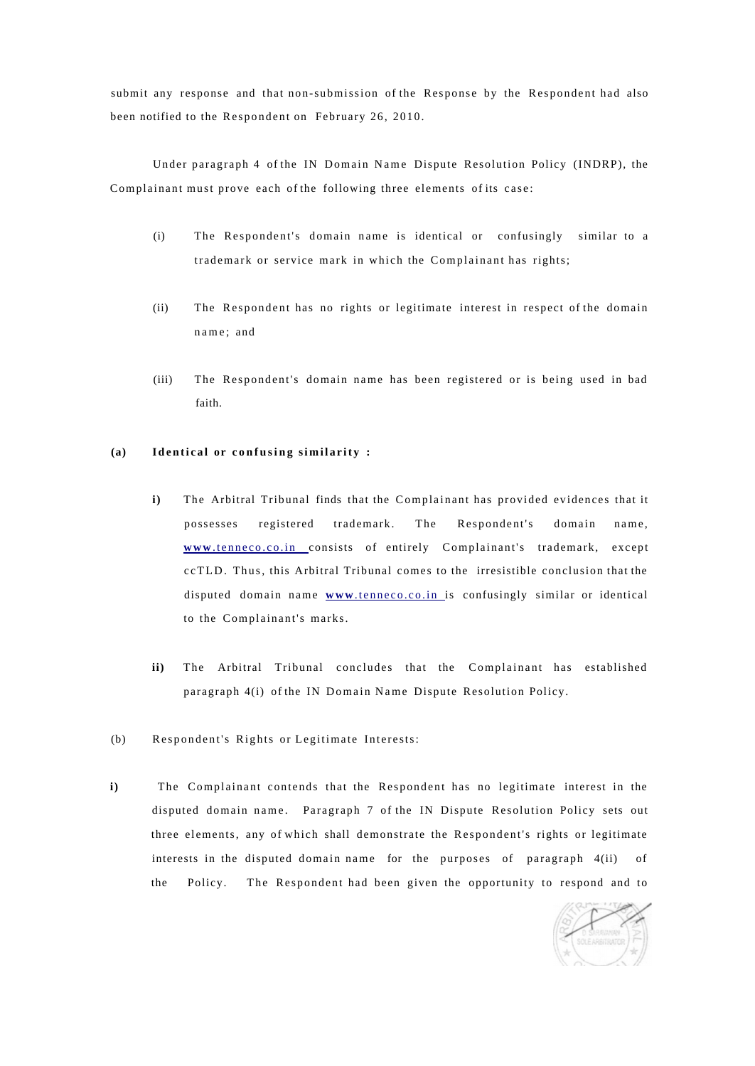submit any response and that non-submission of the Response by the Respondent had also been notified to the Respondent on February 26, 2010.

Under paragraph 4 of the IN Domain Name Dispute Resolution Policy (INDRP), the Complainant must prove each of the following three elements of its case:

(i) The Respondent's domain name is identical or confusingly similar to a trademark or service mark in which the Complainant has rights;

(ii) The Respondent has no rights or legitimate interest in respect of the domain name; and

(iii) The Respondent's domain name has been registered or is being used in bad faith.

**(a) Identical or confusing similarity :**

**i)** The Arbitral Tribunal finds that the Complainant has provided evidences that it possesses registered trademark. The Respondent's domain name, www.tenneco.co.in consists of entirely Complainant's trademark, except ccTLD. Thus, this Arbitral Tribunal comes to the irresistible conclusion that the disputed domain name www.tenneco.co.in is confusingly similar or identical to the Complainant's marks.

**ii)** The Arbitral Tribunal concludes that the Complainant has established paragraph 4(i) of the IN Domain Name Dispute Resolution Policy.

(b) Respondent's Rights or Legitimate Interests:

**i)** The Complainant contends that the Respondent has no legitimate interest in the disputed domain name. Paragraph 7 of the IN Dispute Resolution Policy sets out three elements, any of which shall demonstrate the Respondent's rights or legitimate interests in the disputed domain name for the purposes of paragraph 4(ii) of the Policy. The Respondent had been given the opportunity to respond and to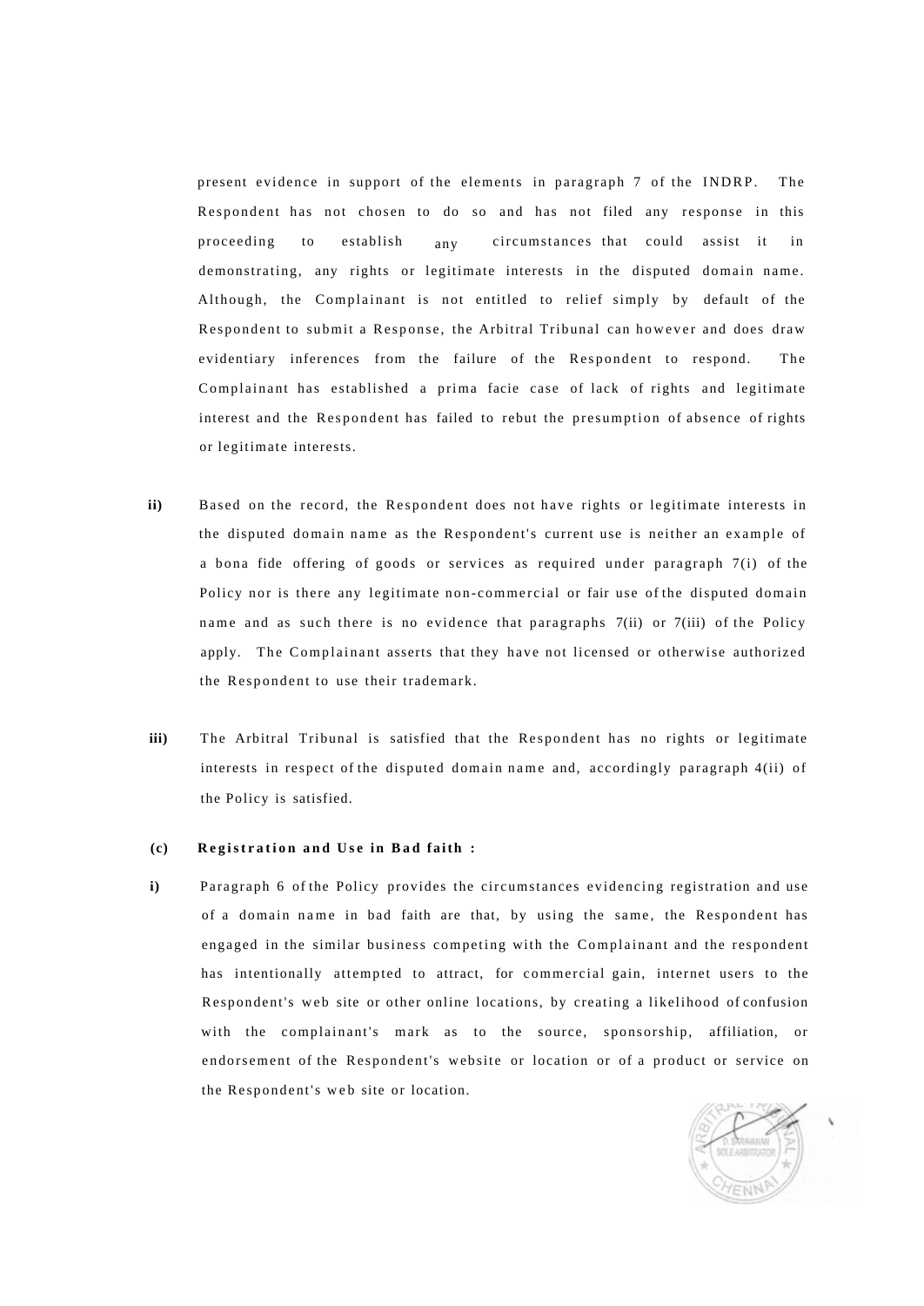present evidence in support of the elements in paragraph 7 of the INDRP. The Respondent has not chosen to do so and has not filed any response in this proceeding to establish any circumstances that could assist it in demonstrating, any rights or legitimate interests in the disputed domain name. Although, the Complainant is not entitled to relief simply by default of the Respondent to submit a Response, the Arbitral Tribunal can however and does draw evidentiary inferences from the failure of the Respondent to respond. The Complainant has established a prima facie case of lack of rights and legitimate interest and the Respondent has failed to rebut the presumption of absence of rights or legitimate interests.

**ii)** Based on the record, the Respondent does not have rights or legitimate interests in the disputed domain name as the Respondent's current use is neither an example of a bona fide offering of goods or services as required under paragraph 7(i) of the Policy nor is there any legitimate non-commercial or fair use of the disputed domain name and as such there is no evidence that paragraphs 7(ii) or 7(iii) of the Policy apply. The Complainant asserts that they have not licensed or otherwise authorized the Respondent to use their trademark.

**iii)** The Arbitral Tribunal is satisfied that the Respondent has no rights or legitimate interests in respect of the disputed domain name and, accordingly paragraph 4(ii) of the Policy is satisfied.

**(c) Registration and Use in Bad faith :**

**i)** Paragraph 6 of the Policy provides the circumstances evidencing registration and use of a domain name in bad faith are that, by using the same, the Respondent has engaged in the similar business competing with the Complainant and the respondent has intentionally attempted to attract, for commercial gain, internet users to the Respondent's web site or other online locations, by creating a likelihood of confusion with the complainant's mark as to the source, sponsorship, affiliation, or endorsement of the Respondent's website or location or of a product or service on the Respondent's web site or location.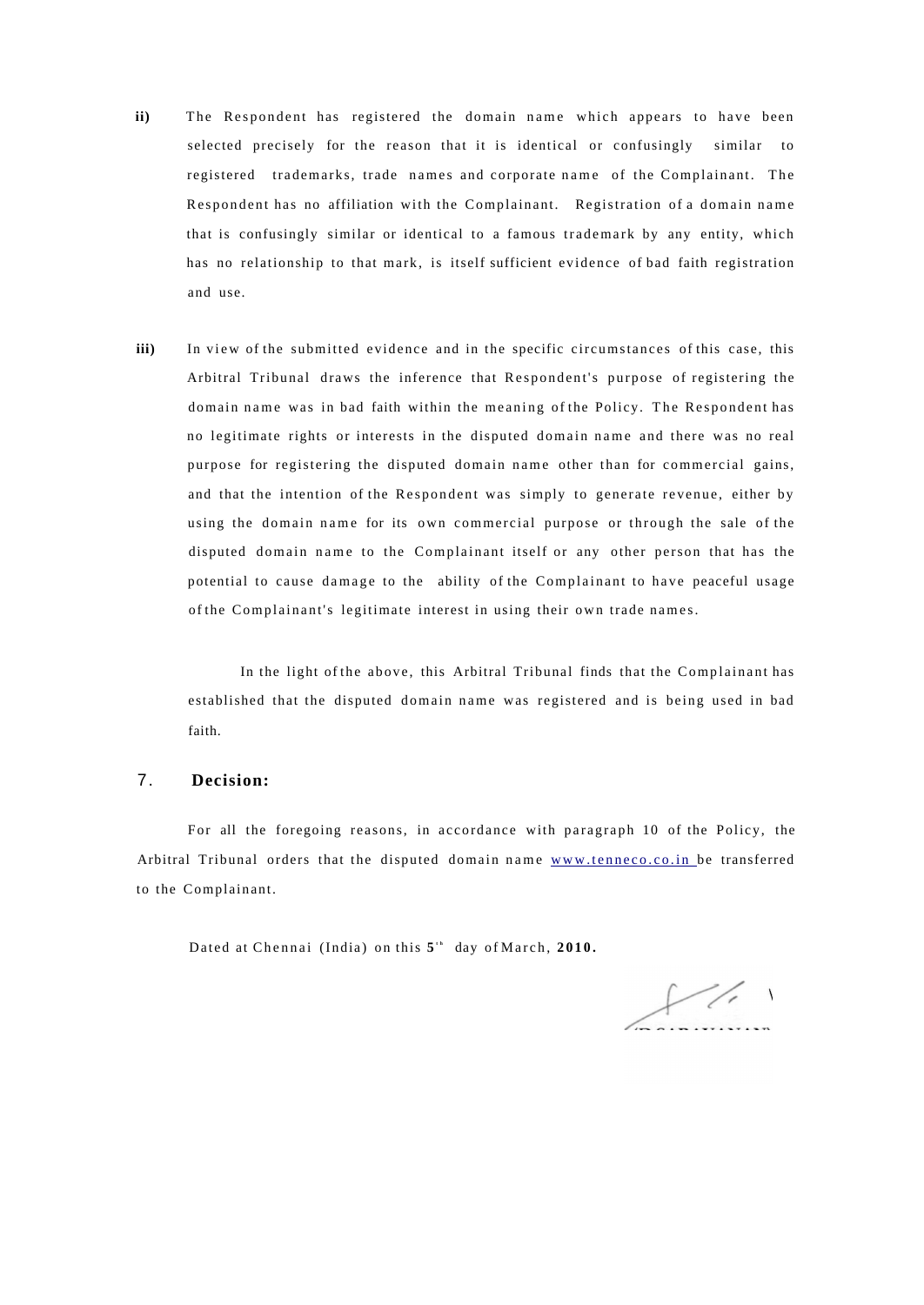ii) The Respondent has registered the domain name which appears to have been selected precisely for the reason that it is identical or confusingly similar to registered trademarks, trade names and corporate name of the Complainant. The Respondent has no affiliation with the Complainant. Registration of a domain name that is confusingly similar or identical to a famous trademark by any entity, which has no relationship to that mark, is itself sufficient evidence of bad faith registration and use.

iii) In view of the submitted evidence and in the specific circumstances of this case, this Arbitral Tribunal draws the inference that Respondent's purpose of registering the domain name was in bad faith within the meaning of the Policy. The Respondent has no legitimate rights or interests in the disputed domain name and there was no real purpose for registering the disputed domain name other than for commercial gains, and that the intention of the Respondent was simply to generate revenue, either by using the domain name for its own commercial purpose or through the sale of the disputed domain name to the Complainant itself or any other person that has the potential to cause damage to the ability of the Complainant to have peaceful usage of the Complainant's legitimate interest in using their own trade names.

In the light of the above, this Arbitral Tribunal finds that the Complainant has established that the disputed domain name was registered and is being used in bad faith.

## 7. Decision:

For all the foregoing reasons, in accordance with paragraph 10 of the Policy, the Arbitral Tribunal orders that the disputed domain name www.tenneco.co.in be transferred to the Complainant.

Dated at Chennai (India) on this **5**th day of March, **2010.**

(D.SARAVANAN)